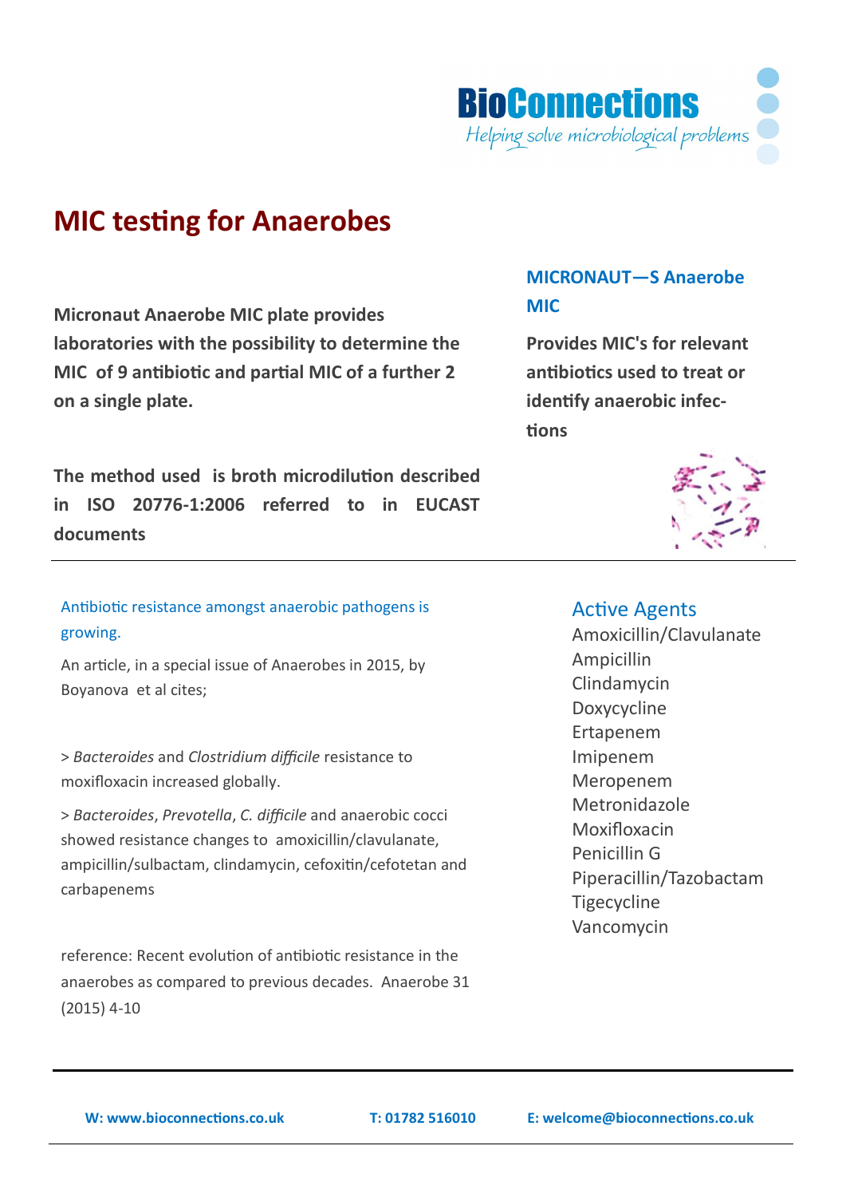BioConnections
*Helping solve microbiological problems*

# MIC testing for Anaerobes

**Micronaut Anaerobe MIC plate provides laboratories with the possibility to determine the MIC of 9 antibiotic and partial MIC of a further 2 on a single plate.**

**The method used is broth microdilution described in ISO 20776-1:2006 referred to in EUCAST documents**

## MICRONAUT—S Anaerobe MIC

**Provides MIC's for relevant antibiotics used to treat or identify anaerobic infections**

### Antibiotic resistance amongst anaerobic pathogens is growing.

An article, in a special issue of Anaerobes in 2015, by Boyanova et al cites;

> *Bacteroides* and *Clostridium difficile* resistance to moxifloxacin increased globally.

> *Bacteroides*, *Prevotella*, *C. difficile* and anaerobic cocci showed resistance changes to amoxicillin/clavulanate, ampicillin/sulbactam, clindamycin, cefoxitin/cefotetan and carbapenems

reference: Recent evolution of antibiotic resistance in the anaerobes as compared to previous decades. Anaerobe 31 (2015) 4-10

### Active Agents

Amoxicillin/Clavulanate
Ampicillin
Clindamycin
Doxycycline
Ertapenem
Imipenem
Meropenem
Metronidazole
Moxifloxacin
Penicillin G
Piperacillin/Tazobactam
Tigecycline
Vancomycin

**W: www.bioconnections.co.uk** **T: 01782 516010** **E: welcome@bioconnections.co.uk**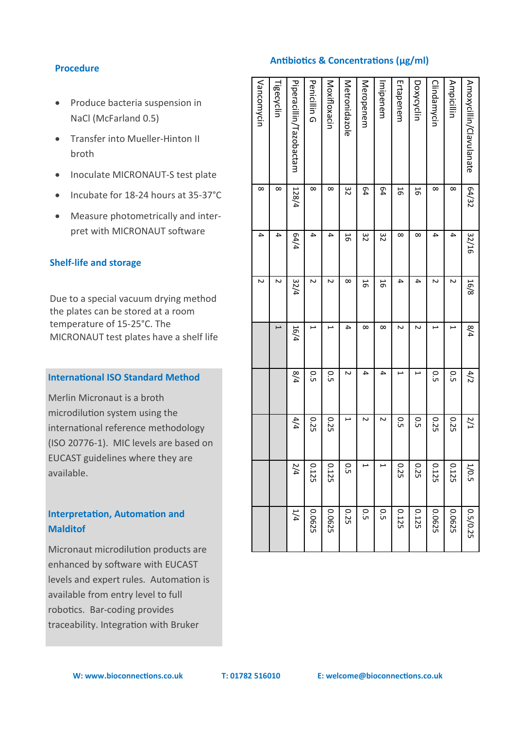## Procedure

- Produce bacteria suspension in NaCl (McFarland 0.5)
- Transfer into Mueller-Hinton II broth
- Inoculate MICRONAUT-S test plate
- Incubate for 18-24 hours at 35-37°C
- Measure photometrically and interpret with MICRONAUT software

## Shelf-life and storage

Due to a special vacuum drying method the plates can be stored at a room temperature of 15-25°C. The MICRONAUT test plates have a shelf life

## International ISO Standard Method

Merlin Micronaut is a broth microdilution system using the international reference methodology (ISO 20776-1). MIC levels are based on EUCAST guidelines where they are available.

## Interpretation, Automation and Malditof

Micronaut microdilution products are enhanced by software with EUCAST levels and expert rules. Automation is available from entry level to full robotics. Bar-coding provides traceability. Integration with Bruker

## Antibiotics & Concentrations (µg/ml)

| | | | | | | | | |
|---|---|---|---|---|---|---|---|---|
| Amoxycillin/Clavulanate | 64/32 | 32/16 | 16/8 | 8/4 | 4/2 | 2/1 | 1/0.5 | 0.5/0.25 |
| Ampicillin | 8 | 4 | 2 | 1 | 0.5 | 0.25 | 0.125 | 0.0625 |
| Clindamycin | 8 | 4 | 2 | 1 | 0.5 | 0.25 | 0.125 | 0.0625 |
| Doxycyclin | 16 | 8 | 4 | 2 | 1 | 0.5 | 0.25 | 0.125 |
| Ertapenem | 16 | 8 | 4 | 2 | 1 | 0.5 | 0.25 | 0.125 |
| Imipenem | 64 | 32 | 16 | 8 | 4 | 2 | 1 | 0.5 |
| Meropenem | 64 | 32 | 16 | 8 | 4 | 2 | 1 | 0.5 |
| Metronidazole | 32 | 16 | 8 | 4 | 2 | 1 | 0.5 | 0.25 |
| Moxifloxacin | 8 | 4 | 2 | 1 | 0.5 | 0.25 | 0.125 | 0.0625 |
| Penicillin G | 8 | 4 | 2 | 1 | 0.5 | 0.25 | 0.125 | 0.0625 |
| Piperacillin/Tazobactam | 128/4 | 64/4 | 32/4 | 16/4 | 8/4 | 4/4 | 2/4 | 1/4 |
| Tigecyclin | 8 | 4 | 2 | 1 | | | | |
| Vancomycin | 8 | 4 | 2 | | | | | |

W: www.bioconnections.co.uk T: 01782 516010 E: welcome@bioconnections.co.uk